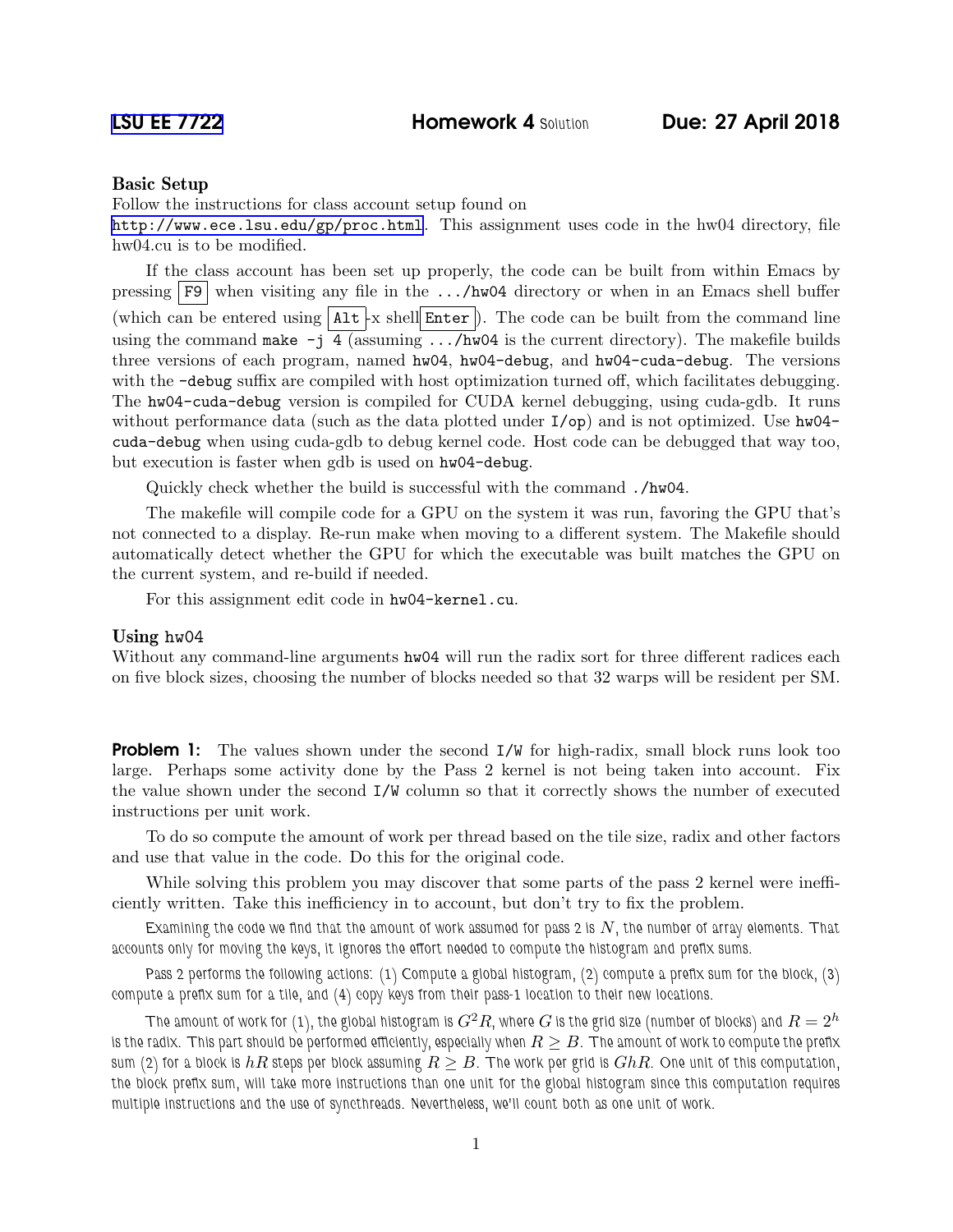LSU EE 7722 **Homework 4** Solution **Due: 27 April 2018**

### Basic Setup

Follow the instructions for class account setup found on http://www.ece.lsu.edu/gp/proc.html. This assignment uses code in the hw04 directory, file hw04.cu is to be modified.

If the class account has been set up properly, the code can be built from within Emacs by pressing `F9` when visiting any file in the `.../hw04` directory or when in an Emacs shell buffer (which can be entered using `Alt`-x shell`Enter`). The code can be built from the command line using the command `make -j 4` (assuming `.../hw04` is the current directory). The makefile builds three versions of each program, named `hw04`, `hw04-debug`, and `hw04-cuda-debug`. The versions with the `-debug` suffix are compiled with host optimization turned off, which facilitates debugging. The `hw04-cuda-debug` version is compiled for CUDA kernel debugging, using cuda-gdb. It runs without performance data (such as the data plotted under `I/op`) and is not optimized. Use `hw04-cuda-debug` when using cuda-gdb to debug kernel code. Host code can be debugged that way too, but execution is faster when gdb is used on `hw04-debug`.

Quickly check whether the build is successful with the command `./hw04`.

The makefile will compile code for a GPU on the system it was run, favoring the GPU that's not connected to a display. Re-run make when moving to a different system. The Makefile should automatically detect whether the GPU for which the executable was built matches the GPU on the current system, and re-build if needed.

For this assignment edit code in `hw04-kernel.cu`.

### Using hw04

Without any command-line arguments `hw04` will run the radix sort for three different radices each on five block sizes, choosing the number of blocks needed so that 32 warps will be resident per SM.

**Problem 1:** The values shown under the second `I/W` for high-radix, small block runs look too large. Perhaps some activity done by the Pass 2 kernel is not being taken into account. Fix the value shown under the second `I/W` column so that it correctly shows the number of executed instructions per unit work.

To do so compute the amount of work per thread based on the tile size, radix and other factors and use that value in the code. Do this for the original code.

While solving this problem you may discover that some parts of the pass 2 kernel were inefficiently written. Take this inefficiency in to account, but don't try to fix the problem.

Examining the code we find that the amount of work assumed for pass 2 is $N$, the number of array elements. That accounts only for moving the keys, it ignores the effort needed to compute the histogram and prefix sums.

Pass 2 performs the following actions: (1) Compute a global histogram, (2) compute a prefix sum for the block, (3) compute a prefix sum for a tile, and (4) copy keys from their pass-1 location to their new locations.

The amount of work for (1), the global histogram is $G^2R$, where $G$ is the grid size (number of blocks) and $R = 2^h$ is the radix. This part should be performed efficiently, especially when $R \geq B$. The amount of work to compute the prefix sum (2) for a block is $hR$ steps per block assuming $R \geq B$. The work per grid is $GhR$. One unit of this computation, the block prefix sum, will take more instructions than one unit for the global histogram since this computation requires multiple instructions and the use of syncthreads. Nevertheless, we'll count both as one unit of work.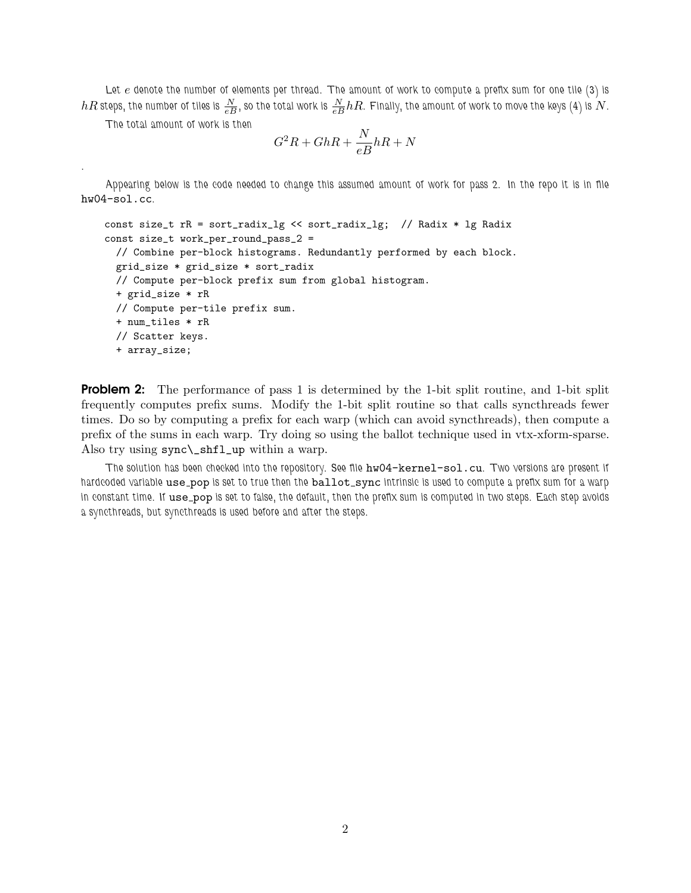Let $e$ denote the number of elements per thread. The amount of work to compute a prefix sum for one tile (3) is $hR$ steps, the number of tiles is $\frac{N}{eB}$, so the total work is $\frac{N}{eB}hR$. Finally, the amount of work to move the keys (4) is $N$.

The total amount of work is then

$$G^2R + GhR + \frac{N}{eB}hR + N$$

.

Appearing below is the code needed to change this assumed amount of work for pass 2. In the repo it is in file `hw04-sol.cc`.

```
const size_t rR = sort_radix_lg << sort_radix_lg;  // Radix * lg Radix
const size_t work_per_round_pass_2 =
  // Combine per-block histograms. Redundantly performed by each block.
  grid_size * grid_size * sort_radix
  // Compute per-block prefix sum from global histogram.
  + grid_size * rR
  // Compute per-tile prefix sum.
  + num_tiles * rR
  // Scatter keys.
  + array_size;
```

**Problem 2:** The performance of pass 1 is determined by the 1-bit split routine, and 1-bit split frequently computes prefix sums. Modify the 1-bit split routine so that calls syncthreads fewer times. Do so by computing a prefix for each warp (which can avoid syncthreads), then compute a prefix of the sums in each warp. Try doing so using the ballot technique used in vtx-xform-sparse. Also try using `sync\_shfl_up` within a warp.

The solution has been checked into the repository. See file `hw04-kernel-sol.cu`. Two versions are present if hardcoded variable `use_pop` is set to true then the `ballot_sync` intrinsic is used to compute a prefix sum for a warp in constant time. If `use_pop` is set to false, the default, then the prefix sum is computed in two steps. Each step avoids a syncthreads, but syncthreads is used before and after the steps.